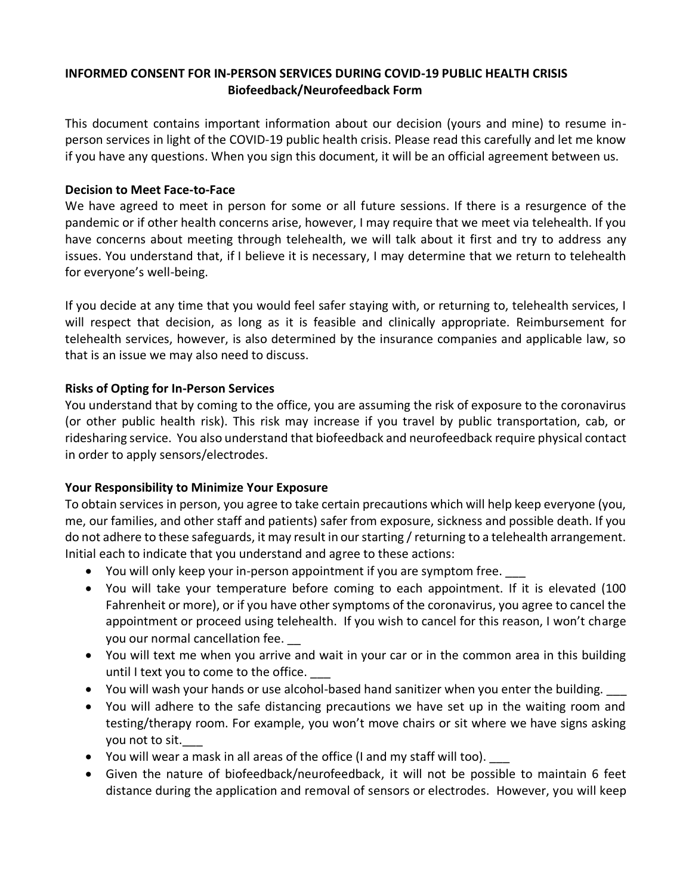## INFORMED CONSENT FOR IN-PERSON SERVICES DURING COVID-19 PUBLIC HEALTH CRISIS
### Biofeedback/Neurofeedback Form

This document contains important information about our decision (yours and mine) to resume in-person services in light of the COVID-19 public health crisis. Please read this carefully and let me know if you have any questions. When you sign this document, it will be an official agreement between us.

**Decision to Meet Face-to-Face**

We have agreed to meet in person for some or all future sessions. If there is a resurgence of the pandemic or if other health concerns arise, however, I may require that we meet via telehealth. If you have concerns about meeting through telehealth, we will talk about it first and try to address any issues. You understand that, if I believe it is necessary, I may determine that we return to telehealth for everyone's well-being.

If you decide at any time that you would feel safer staying with, or returning to, telehealth services, I will respect that decision, as long as it is feasible and clinically appropriate. Reimbursement for telehealth services, however, is also determined by the insurance companies and applicable law, so that is an issue we may also need to discuss.

**Risks of Opting for In-Person Services**

You understand that by coming to the office, you are assuming the risk of exposure to the coronavirus (or other public health risk). This risk may increase if you travel by public transportation, cab, or ridesharing service. You also understand that biofeedback and neurofeedback require physical contact in order to apply sensors/electrodes.

**Your Responsibility to Minimize Your Exposure**

To obtain services in person, you agree to take certain precautions which will help keep everyone (you, me, our families, and other staff and patients) safer from exposure, sickness and possible death. If you do not adhere to these safeguards, it may result in our starting / returning to a telehealth arrangement. Initial each to indicate that you understand and agree to these actions:

- You will only keep your in-person appointment if you are symptom free. ___
- You will take your temperature before coming to each appointment. If it is elevated (100 Fahrenheit or more), or if you have other symptoms of the coronavirus, you agree to cancel the appointment or proceed using telehealth. If you wish to cancel for this reason, I won't charge you our normal cancellation fee. __
- You will text me when you arrive and wait in your car or in the common area in this building until I text you to come to the office. ___
- You will wash your hands or use alcohol-based hand sanitizer when you enter the building. ___
- You will adhere to the safe distancing precautions we have set up in the waiting room and testing/therapy room. For example, you won't move chairs or sit where we have signs asking you not to sit.___
- You will wear a mask in all areas of the office (I and my staff will too). ___
- Given the nature of biofeedback/neurofeedback, it will not be possible to maintain 6 feet distance during the application and removal of sensors or electrodes. However, you will keep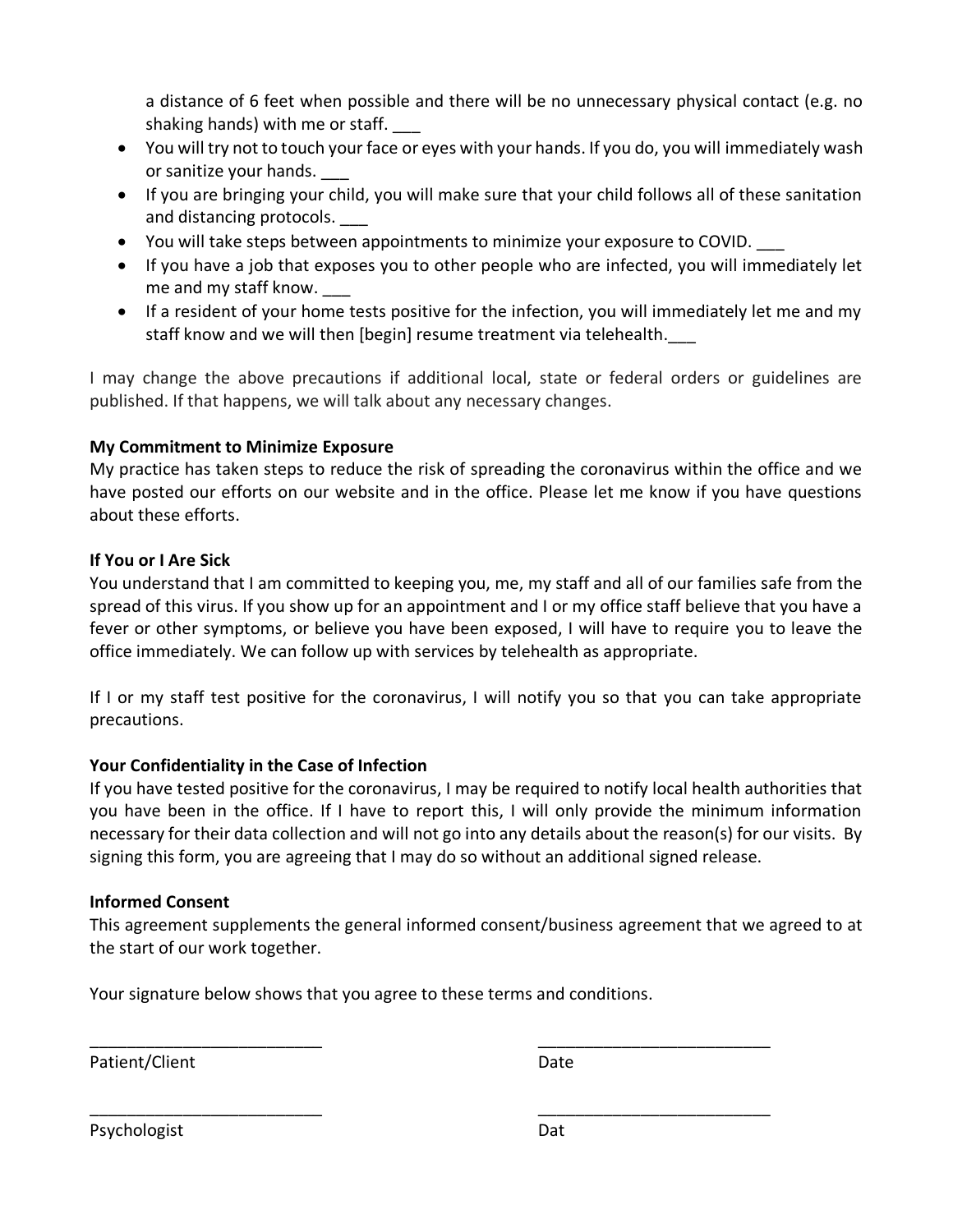a distance of 6 feet when possible and there will be no unnecessary physical contact (e.g. no shaking hands) with me or staff. ___

- You will try not to touch your face or eyes with your hands. If you do, you will immediately wash or sanitize your hands. ___
- If you are bringing your child, you will make sure that your child follows all of these sanitation and distancing protocols. ___
- You will take steps between appointments to minimize your exposure to COVID. ___
- If you have a job that exposes you to other people who are infected, you will immediately let me and my staff know. ___
- If a resident of your home tests positive for the infection, you will immediately let me and my staff know and we will then [begin] resume treatment via telehealth.___

I may change the above precautions if additional local, state or federal orders or guidelines are published. If that happens, we will talk about any necessary changes.

**My Commitment to Minimize Exposure**

My practice has taken steps to reduce the risk of spreading the coronavirus within the office and we have posted our efforts on our website and in the office. Please let me know if you have questions about these efforts.

**If You or I Are Sick**

You understand that I am committed to keeping you, me, my staff and all of our families safe from the spread of this virus. If you show up for an appointment and I or my office staff believe that you have a fever or other symptoms, or believe you have been exposed, I will have to require you to leave the office immediately. We can follow up with services by telehealth as appropriate.

If I or my staff test positive for the coronavirus, I will notify you so that you can take appropriate precautions.

**Your Confidentiality in the Case of Infection**

If you have tested positive for the coronavirus, I may be required to notify local health authorities that you have been in the office. If I have to report this, I will only provide the minimum information necessary for their data collection and will not go into any details about the reason(s) for our visits. By signing this form, you are agreeing that I may do so without an additional signed release.

**Informed Consent**

This agreement supplements the general informed consent/business agreement that we agreed to at the start of our work together.

Your signature below shows that you agree to these terms and conditions.

_________________________ _________________________

Patient/Client Date

_________________________ _________________________

Psychologist Dat